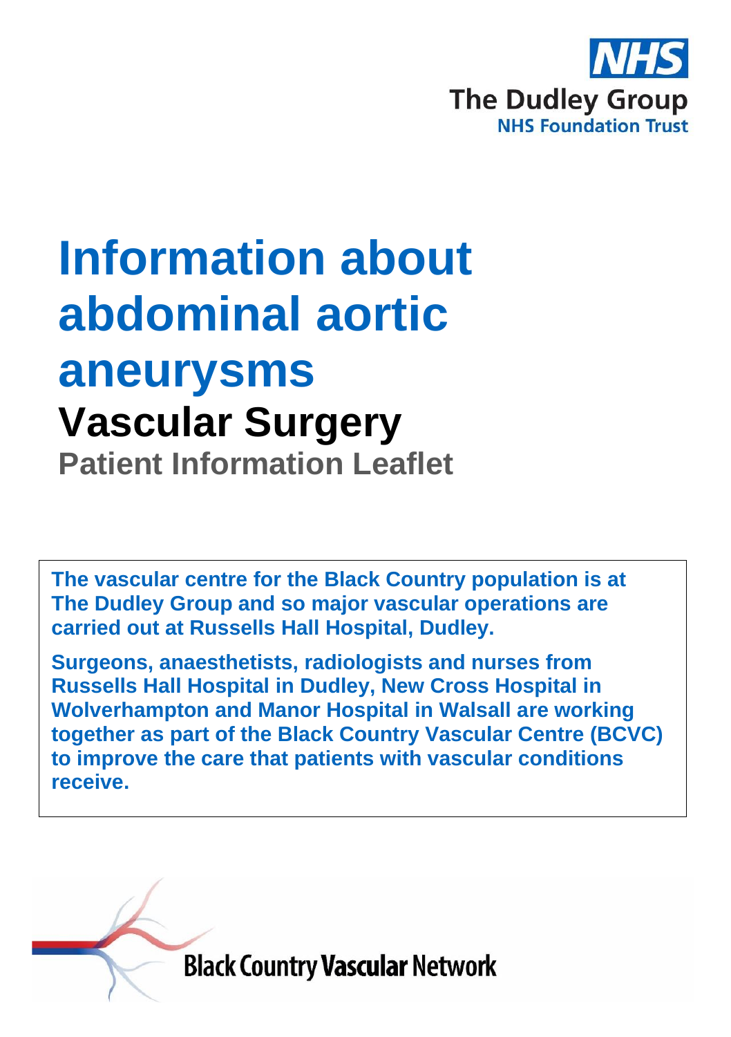NHS

The Dudley Group

NHS Foundation Trust

# Information about abdominal aortic aneurysms

## Vascular Surgery

### Patient Information Leaflet

**The vascular centre for the Black Country population is at The Dudley Group and so major vascular operations are carried out at Russells Hall Hospital, Dudley.**

**Surgeons, anaesthetists, radiologists and nurses from Russells Hall Hospital in Dudley, New Cross Hospital in Wolverhampton and Manor Hospital in Walsall are working together as part of the Black Country Vascular Centre (BCVC) to improve the care that patients with vascular conditions receive.**

Black Country Vascular Network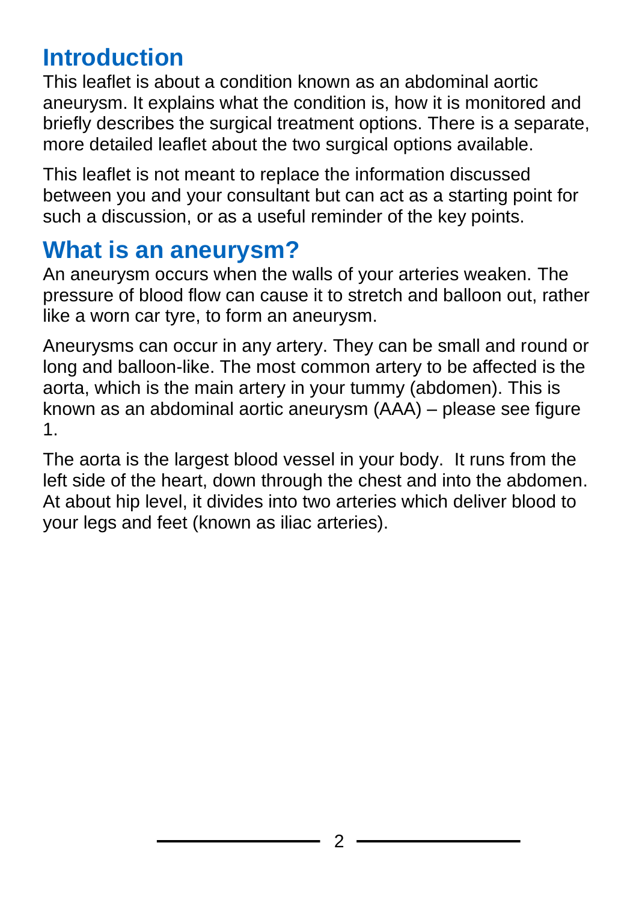## Introduction

This leaflet is about a condition known as an abdominal aortic aneurysm. It explains what the condition is, how it is monitored and briefly describes the surgical treatment options. There is a separate, more detailed leaflet about the two surgical options available.

This leaflet is not meant to replace the information discussed between you and your consultant but can act as a starting point for such a discussion, or as a useful reminder of the key points.

## What is an aneurysm?

An aneurysm occurs when the walls of your arteries weaken. The pressure of blood flow can cause it to stretch and balloon out, rather like a worn car tyre, to form an aneurysm.

Aneurysms can occur in any artery. They can be small and round or long and balloon-like. The most common artery to be affected is the aorta, which is the main artery in your tummy (abdomen). This is known as an abdominal aortic aneurysm (AAA) – please see figure 1.

The aorta is the largest blood vessel in your body. It runs from the left side of the heart, down through the chest and into the abdomen. At about hip level, it divides into two arteries which deliver blood to your legs and feet (known as iliac arteries).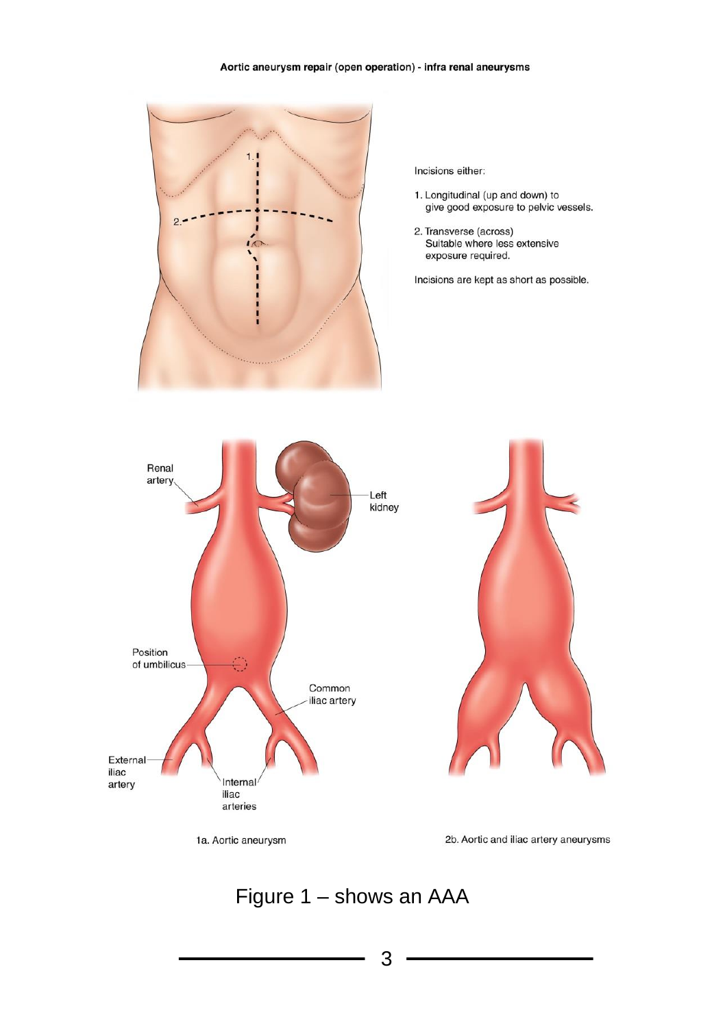Aortic aneurysm repair (open operation) - infra renal aneurysms

Incisions either:

1. Longitudinal (up and down) to give good exposure to pelvic vessels.
2. Transverse (across) Suitable where less extensive exposure required.

Incisions are kept as short as possible.

Renal artery

Left kidney

Position of umbilicus

Common iliac artery

External iliac artery

Internal iliac arteries

1a. Aortic aneurysm

2b. Aortic and iliac artery aneurysms

Figure 1 – shows an AAA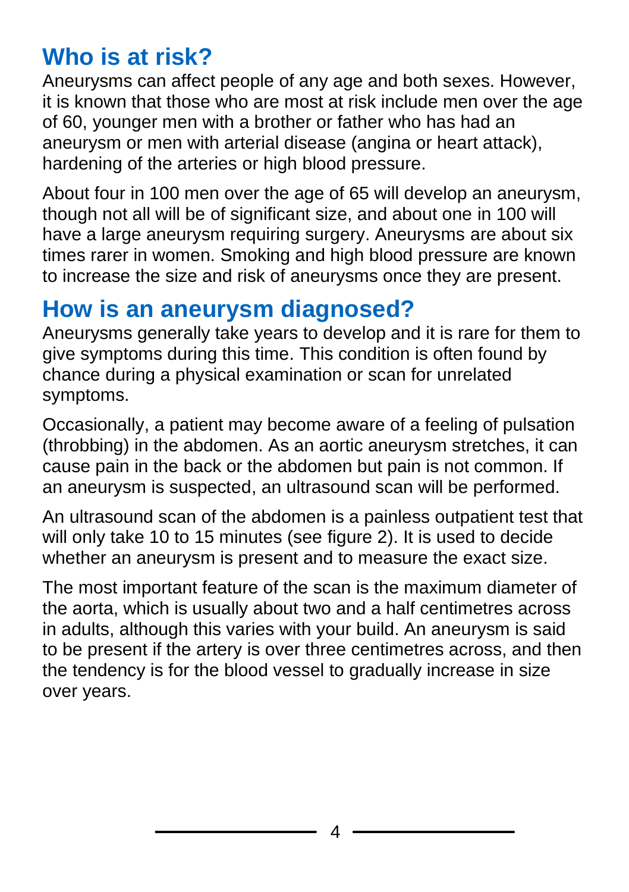## Who is at risk?

Aneurysms can affect people of any age and both sexes. However, it is known that those who are most at risk include men over the age of 60, younger men with a brother or father who has had an aneurysm or men with arterial disease (angina or heart attack), hardening of the arteries or high blood pressure.

About four in 100 men over the age of 65 will develop an aneurysm, though not all will be of significant size, and about one in 100 will have a large aneurysm requiring surgery. Aneurysms are about six times rarer in women. Smoking and high blood pressure are known to increase the size and risk of aneurysms once they are present.

## How is an aneurysm diagnosed?

Aneurysms generally take years to develop and it is rare for them to give symptoms during this time. This condition is often found by chance during a physical examination or scan for unrelated symptoms.

Occasionally, a patient may become aware of a feeling of pulsation (throbbing) in the abdomen. As an aortic aneurysm stretches, it can cause pain in the back or the abdomen but pain is not common. If an aneurysm is suspected, an ultrasound scan will be performed.

An ultrasound scan of the abdomen is a painless outpatient test that will only take 10 to 15 minutes (see figure 2). It is used to decide whether an aneurysm is present and to measure the exact size.

The most important feature of the scan is the maximum diameter of the aorta, which is usually about two and a half centimetres across in adults, although this varies with your build. An aneurysm is said to be present if the artery is over three centimetres across, and then the tendency is for the blood vessel to gradually increase in size over years.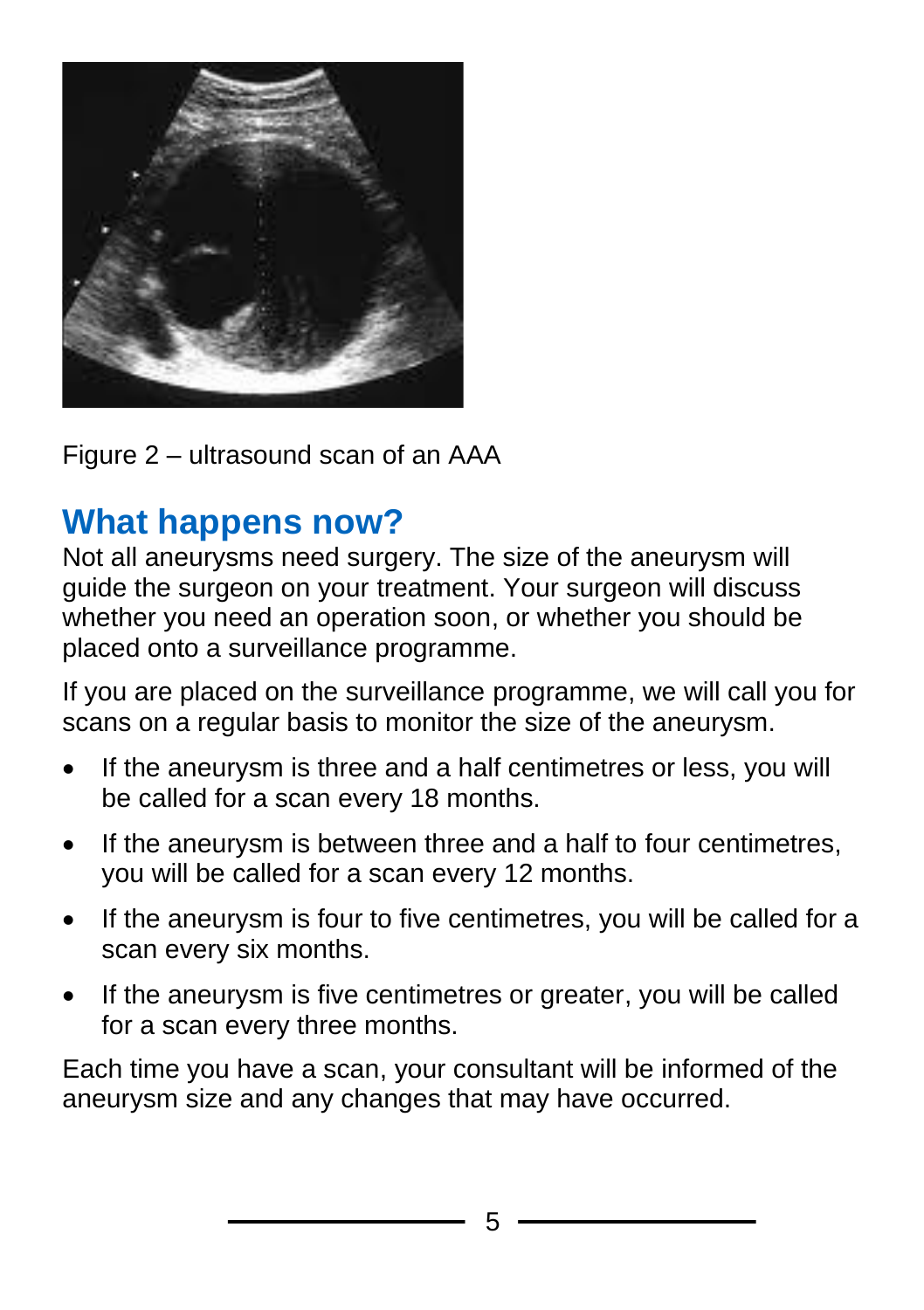Figure 2 – ultrasound scan of an AAA

## What happens now?

Not all aneurysms need surgery. The size of the aneurysm will guide the surgeon on your treatment. Your surgeon will discuss whether you need an operation soon, or whether you should be placed onto a surveillance programme.

If you are placed on the surveillance programme, we will call you for scans on a regular basis to monitor the size of the aneurysm.

- If the aneurysm is three and a half centimetres or less, you will be called for a scan every 18 months.
- If the aneurysm is between three and a half to four centimetres, you will be called for a scan every 12 months.
- If the aneurysm is four to five centimetres, you will be called for a scan every six months.
- If the aneurysm is five centimetres or greater, you will be called for a scan every three months.

Each time you have a scan, your consultant will be informed of the aneurysm size and any changes that may have occurred.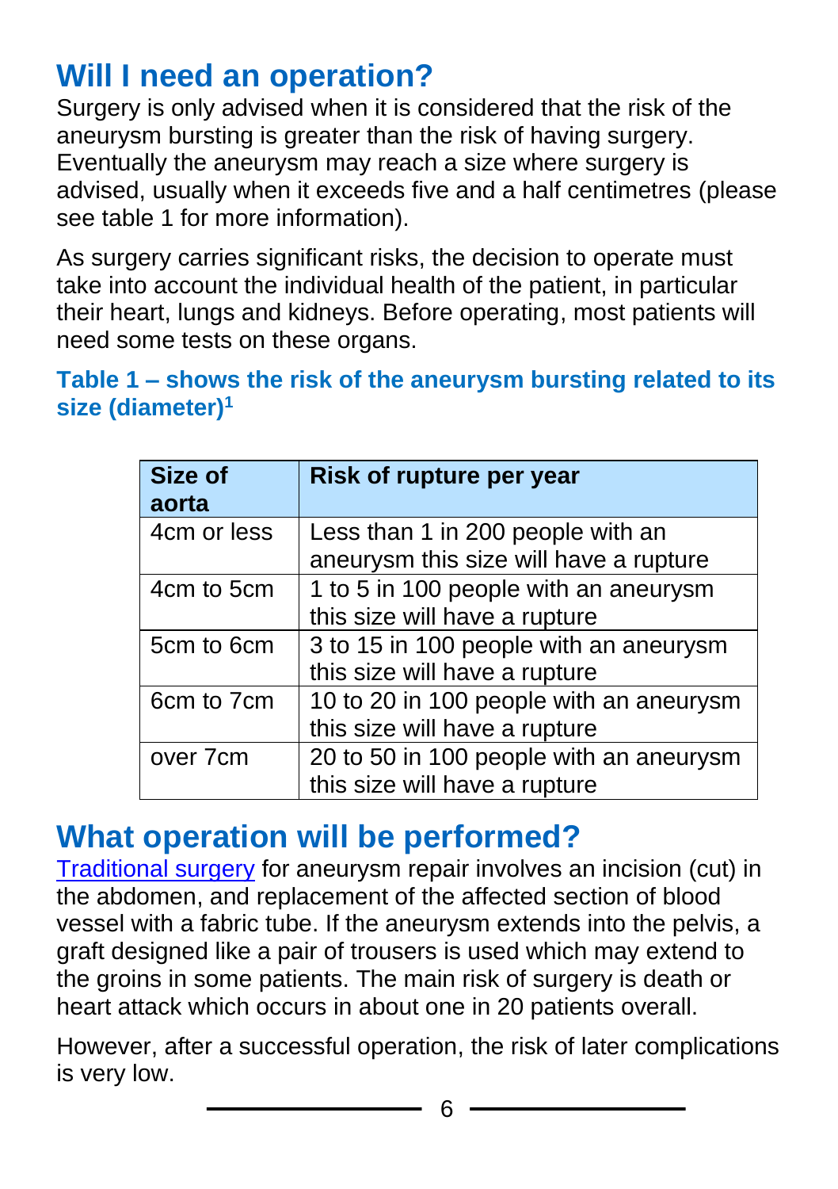## Will I need an operation?

Surgery is only advised when it is considered that the risk of the aneurysm bursting is greater than the risk of having surgery. Eventually the aneurysm may reach a size where surgery is advised, usually when it exceeds five and a half centimetres (please see table 1 for more information).

As surgery carries significant risks, the decision to operate must take into account the individual health of the patient, in particular their heart, lungs and kidneys. Before operating, most patients will need some tests on these organs.

**Table 1 – shows the risk of the aneurysm bursting related to its size (diameter)[1]**

| Size of aorta | Risk of rupture per year |
|---|---|
| 4cm or less | Less than 1 in 200 people with an aneurysm this size will have a rupture |
| 4cm to 5cm | 1 to 5 in 100 people with an aneurysm this size will have a rupture |
| 5cm to 6cm | 3 to 15 in 100 people with an aneurysm this size will have a rupture |
| 6cm to 7cm | 10 to 20 in 100 people with an aneurysm this size will have a rupture |
| over 7cm | 20 to 50 in 100 people with an aneurysm this size will have a rupture |

## What operation will be performed?

Traditional surgery for aneurysm repair involves an incision (cut) in the abdomen, and replacement of the affected section of blood vessel with a fabric tube. If the aneurysm extends into the pelvis, a graft designed like a pair of trousers is used which may extend to the groins in some patients. The main risk of surgery is death or heart attack which occurs in about one in 20 patients overall.

However, after a successful operation, the risk of later complications is very low.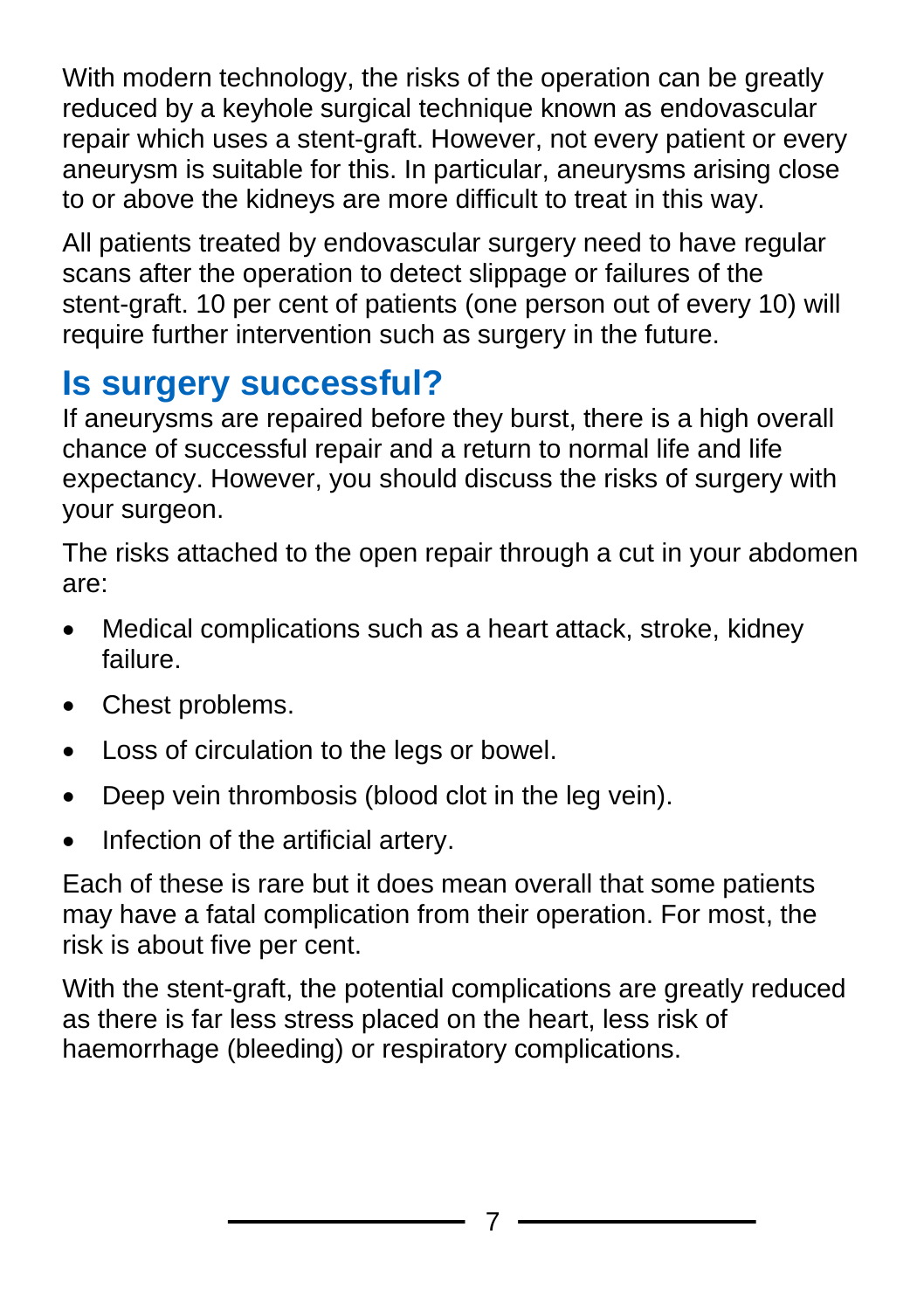With modern technology, the risks of the operation can be greatly reduced by a keyhole surgical technique known as endovascular repair which uses a stent-graft. However, not every patient or every aneurysm is suitable for this. In particular, aneurysms arising close to or above the kidneys are more difficult to treat in this way.

All patients treated by endovascular surgery need to have regular scans after the operation to detect slippage or failures of the stent-graft. 10 per cent of patients (one person out of every 10) will require further intervention such as surgery in the future.

## Is surgery successful?

If aneurysms are repaired before they burst, there is a high overall chance of successful repair and a return to normal life and life expectancy. However, you should discuss the risks of surgery with your surgeon.

The risks attached to the open repair through a cut in your abdomen are:

- Medical complications such as a heart attack, stroke, kidney failure.
- Chest problems.
- Loss of circulation to the legs or bowel.
- Deep vein thrombosis (blood clot in the leg vein).
- Infection of the artificial artery.

Each of these is rare but it does mean overall that some patients may have a fatal complication from their operation. For most, the risk is about five per cent.

With the stent-graft, the potential complications are greatly reduced as there is far less stress placed on the heart, less risk of haemorrhage (bleeding) or respiratory complications.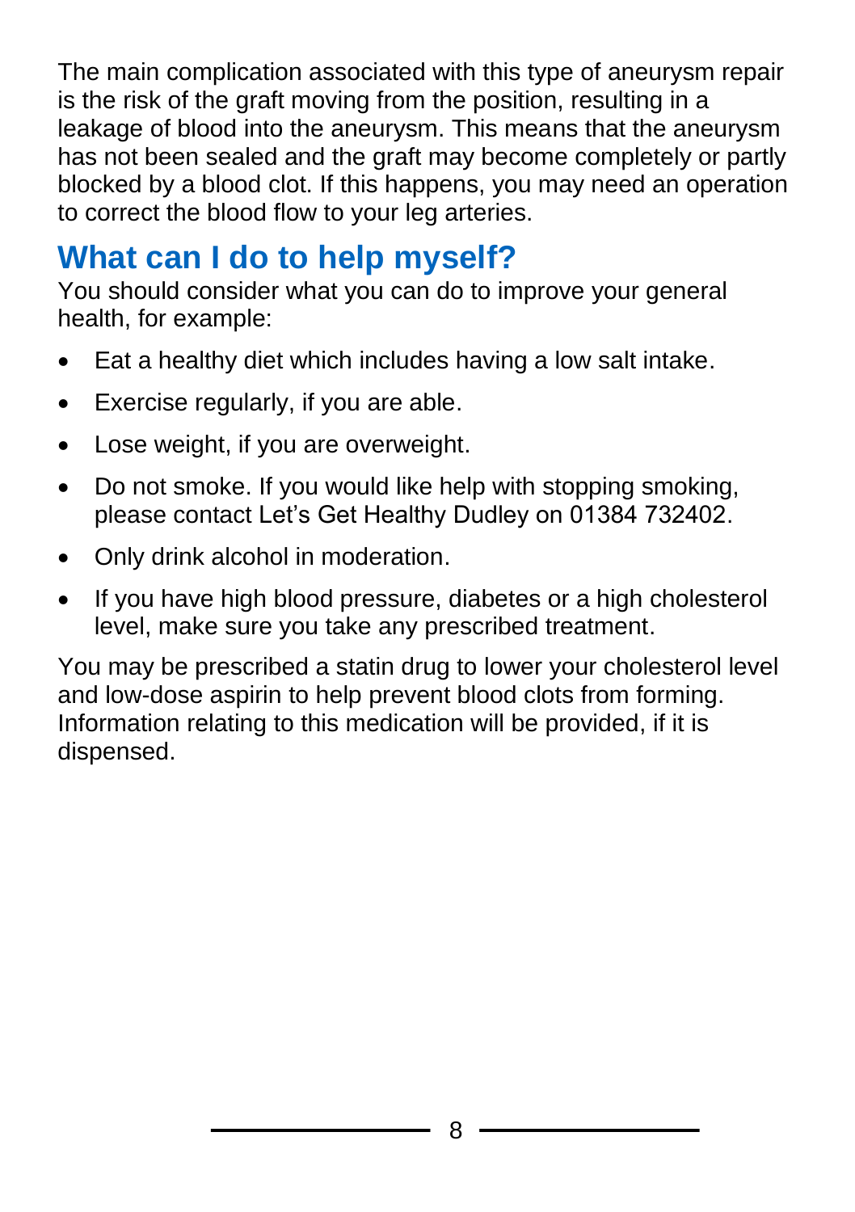The main complication associated with this type of aneurysm repair is the risk of the graft moving from the position, resulting in a leakage of blood into the aneurysm. This means that the aneurysm has not been sealed and the graft may become completely or partly blocked by a blood clot. If this happens, you may need an operation to correct the blood flow to your leg arteries.

## What can I do to help myself?

You should consider what you can do to improve your general health, for example:

- Eat a healthy diet which includes having a low salt intake.
- Exercise regularly, if you are able.
- Lose weight, if you are overweight.
- Do not smoke. If you would like help with stopping smoking, please contact Let's Get Healthy Dudley on 01384 732402.
- Only drink alcohol in moderation.
- If you have high blood pressure, diabetes or a high cholesterol level, make sure you take any prescribed treatment.

You may be prescribed a statin drug to lower your cholesterol level and low-dose aspirin to help prevent blood clots from forming. Information relating to this medication will be provided, if it is dispensed.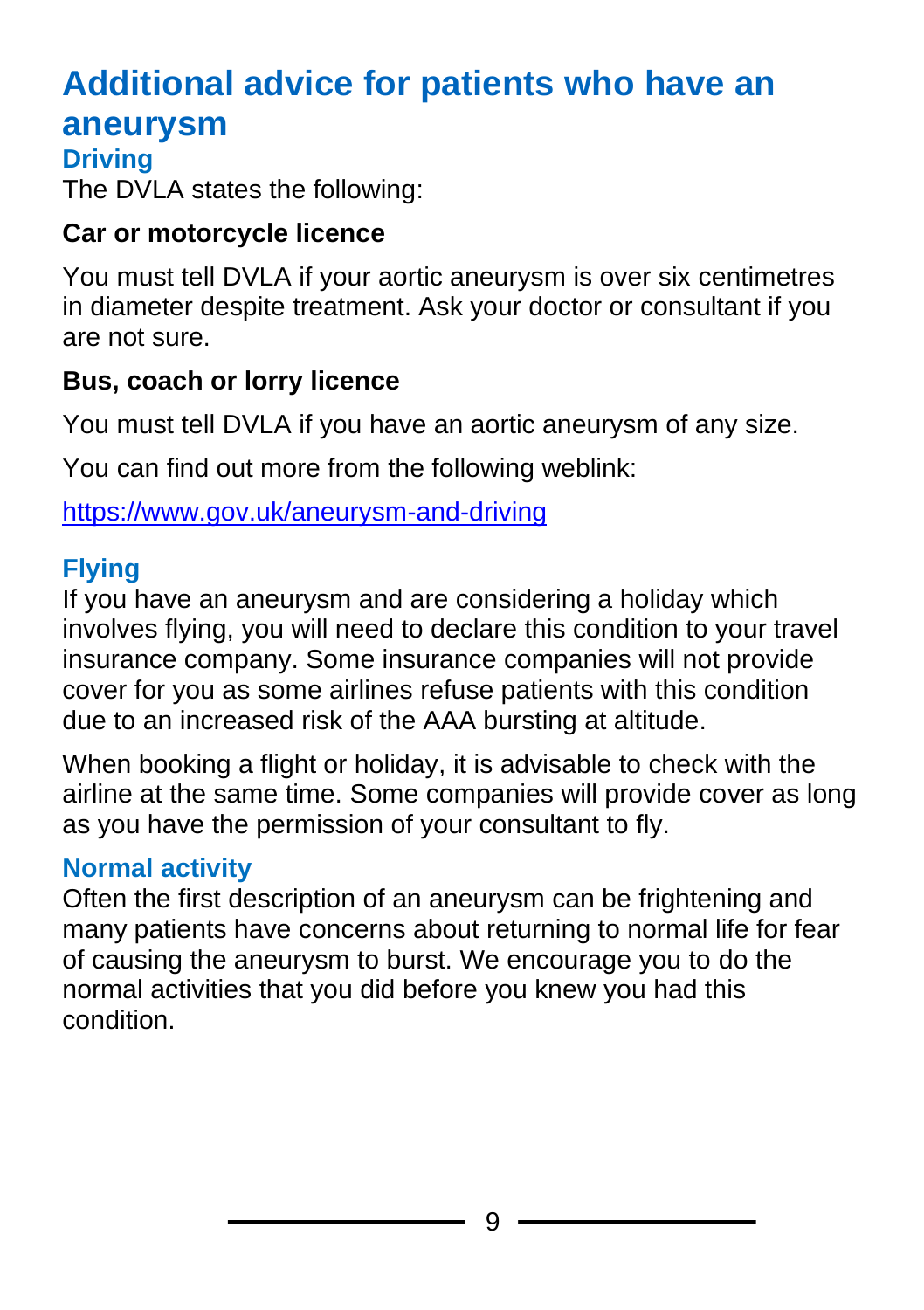# Additional advice for patients who have an aneurysm

## Driving

The DVLA states the following:

**Car or motorcycle licence**

You must tell DVLA if your aortic aneurysm is over six centimetres in diameter despite treatment. Ask your doctor or consultant if you are not sure.

**Bus, coach or lorry licence**

You must tell DVLA if you have an aortic aneurysm of any size.

You can find out more from the following weblink:

[https://www.gov.uk/aneurysm-and-driving](https://www.gov.uk/aneurysm-and-driving)

## Flying

If you have an aneurysm and are considering a holiday which involves flying, you will need to declare this condition to your travel insurance company. Some insurance companies will not provide cover for you as some airlines refuse patients with this condition due to an increased risk of the AAA bursting at altitude.

When booking a flight or holiday, it is advisable to check with the airline at the same time. Some companies will provide cover as long as you have the permission of your consultant to fly.

## Normal activity

Often the first description of an aneurysm can be frightening and many patients have concerns about returning to normal life for fear of causing the aneurysm to burst. We encourage you to do the normal activities that you did before you knew you had this condition.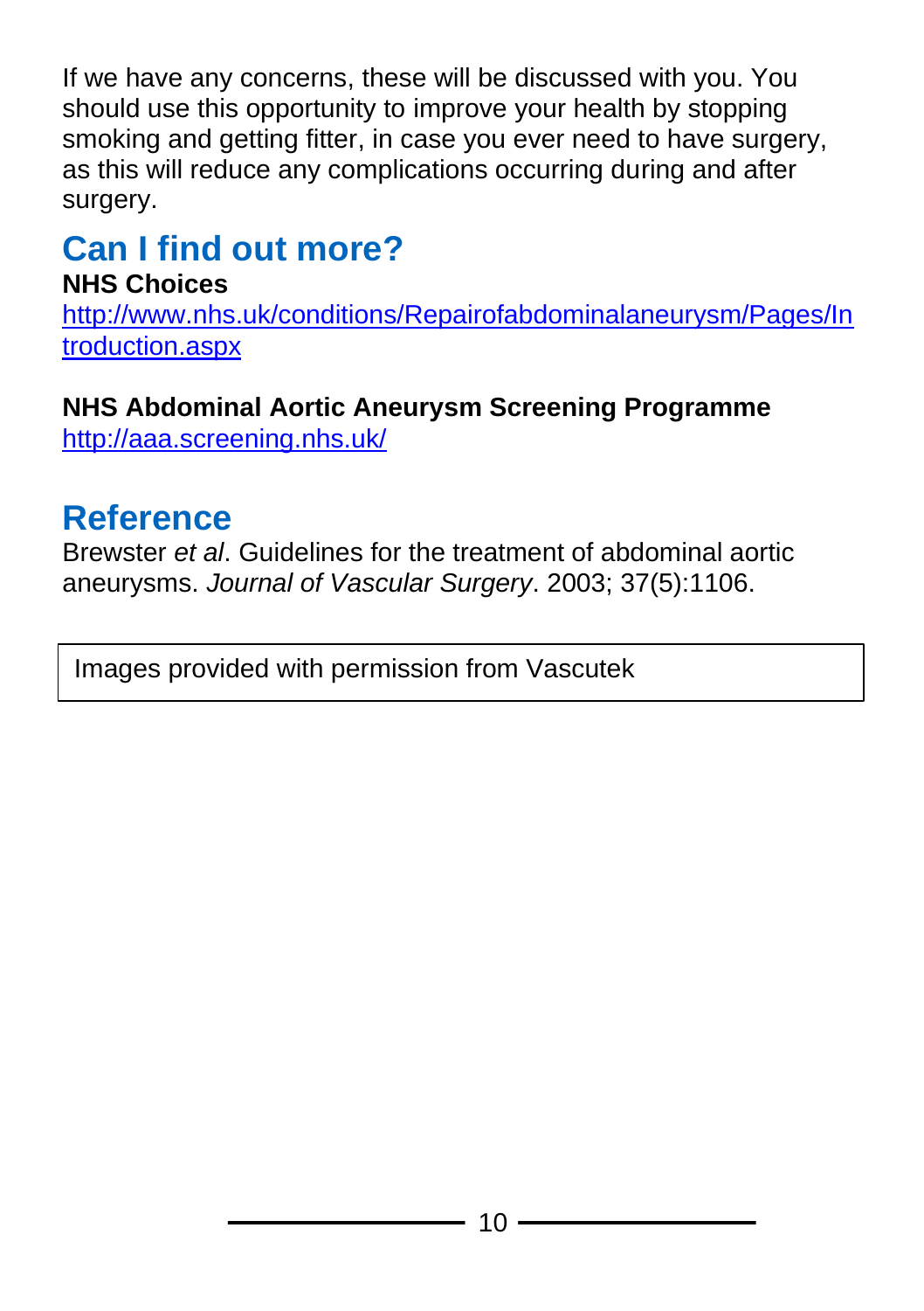If we have any concerns, these will be discussed with you. You should use this opportunity to improve your health by stopping smoking and getting fitter, in case you ever need to have surgery, as this will reduce any complications occurring during and after surgery.

## Can I find out more?

**NHS Choices**
http://www.nhs.uk/conditions/Repairofabdominalaneurysm/Pages/Introduction.aspx

**NHS Abdominal Aortic Aneurysm Screening Programme**
http://aaa.screening.nhs.uk/

## Reference

Brewster *et al*. Guidelines for the treatment of abdominal aortic aneurysms. *Journal of Vascular Surgery*. 2003; 37(5):1106.

Images provided with permission from Vascutek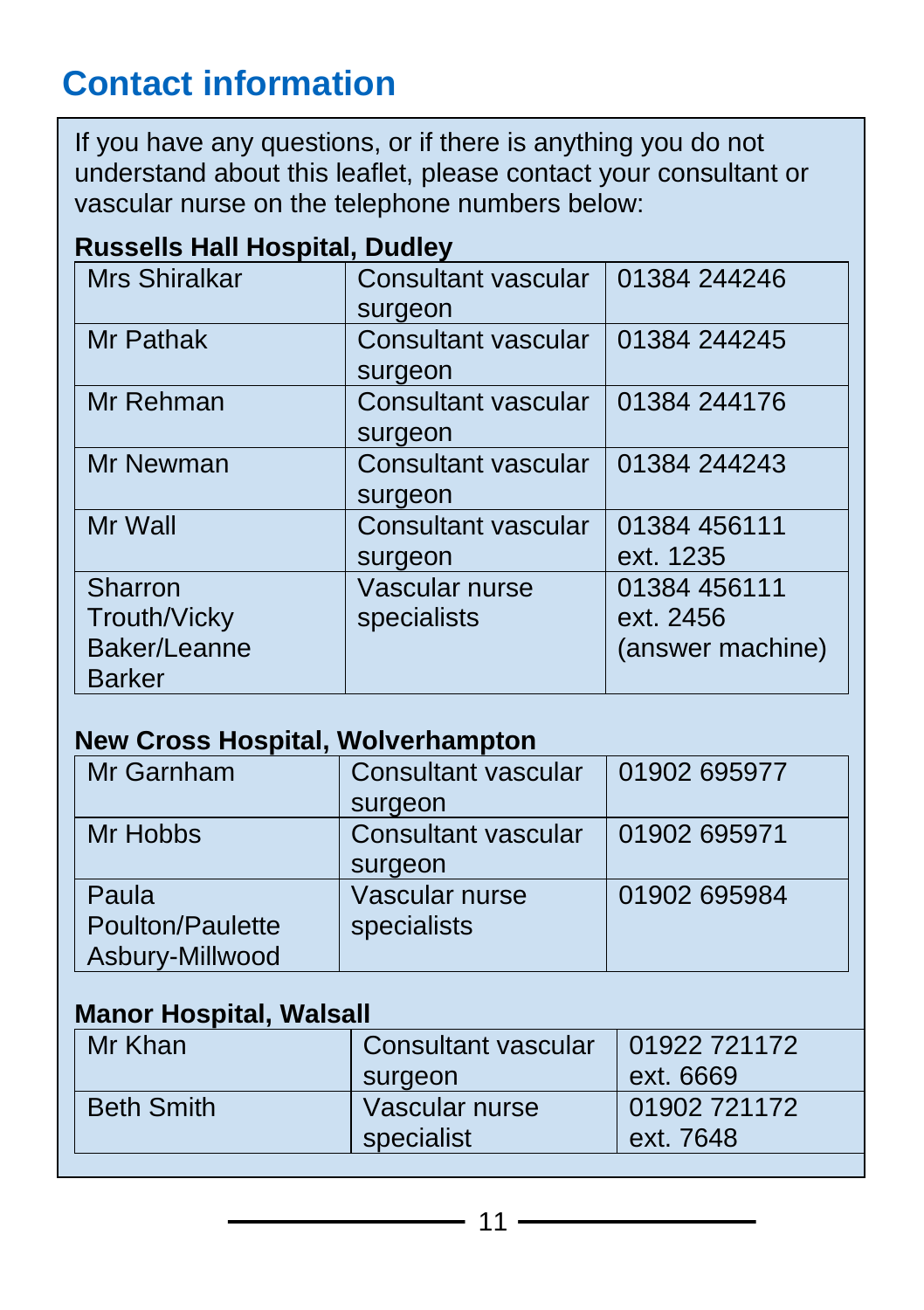## Contact information

If you have any questions, or if there is anything you do not understand about this leaflet, please contact your consultant or vascular nurse on the telephone numbers below:

**Russells Hall Hospital, Dudley**

| | | |
|---|---|---|
| Mrs Shiralkar | Consultant vascular surgeon | 01384 244246 |
| Mr Pathak | Consultant vascular surgeon | 01384 244245 |
| Mr Rehman | Consultant vascular surgeon | 01384 244176 |
| Mr Newman | Consultant vascular surgeon | 01384 244243 |
| Mr Wall | Consultant vascular surgeon | 01384 456111 ext. 1235 |
| Sharron Trouth/Vicky Baker/Leanne Barker | Vascular nurse specialists | 01384 456111 ext. 2456 (answer machine) |

**New Cross Hospital, Wolverhampton**

| | | |
|---|---|---|
| Mr Garnham | Consultant vascular surgeon | 01902 695977 |
| Mr Hobbs | Consultant vascular surgeon | 01902 695971 |
| Paula Poulton/Paulette Asbury-Millwood | Vascular nurse specialists | 01902 695984 |

**Manor Hospital, Walsall**

| | | |
|---|---|---|
| Mr Khan | Consultant vascular surgeon | 01922 721172 ext. 6669 |
| Beth Smith | Vascular nurse specialist | 01902 721172 ext. 7648 |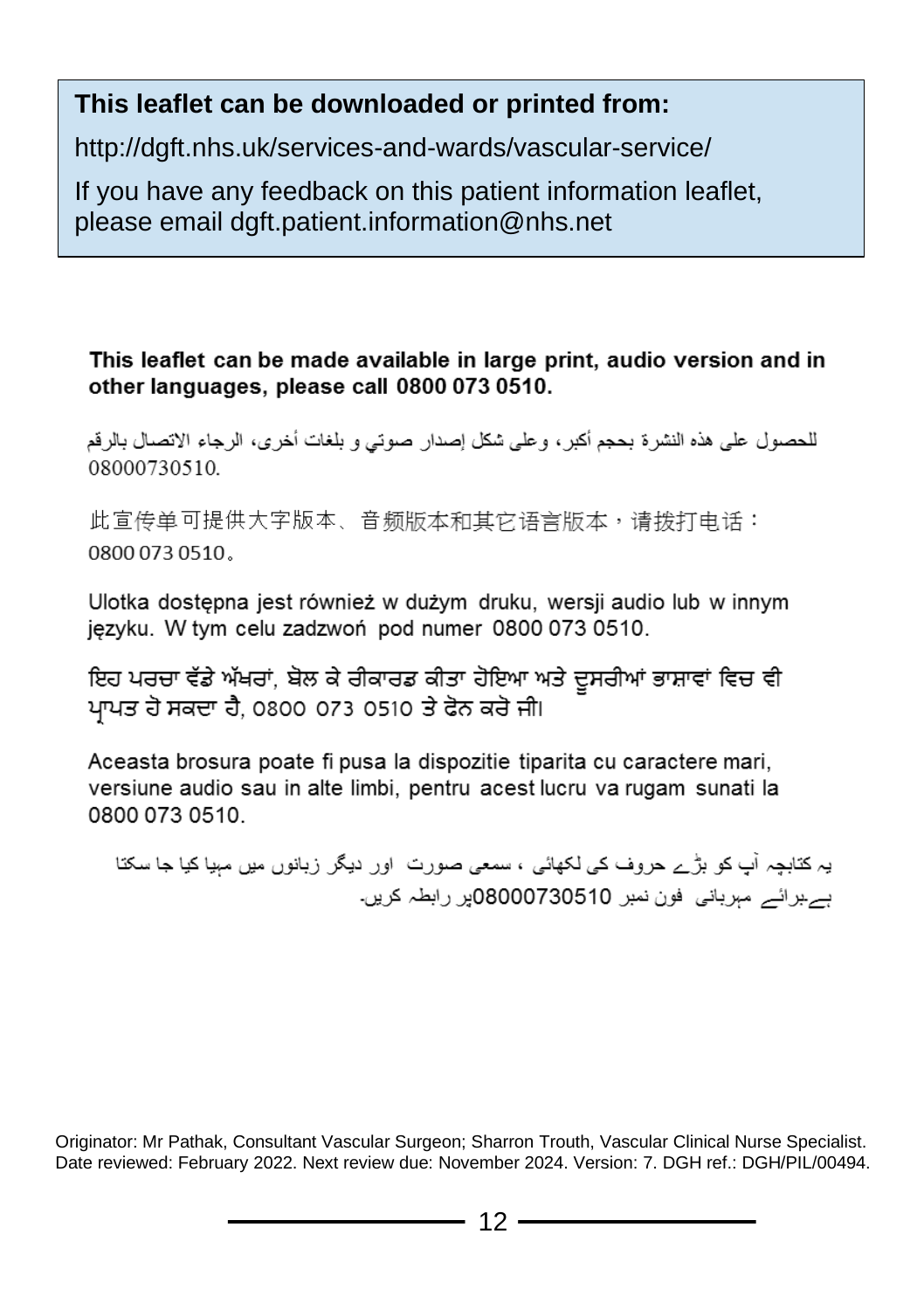**This leaflet can be downloaded or printed from:**

http://dgft.nhs.uk/services-and-wards/vascular-service/

If you have any feedback on this patient information leaflet, please email dgft.patient.information@nhs.net

**This leaflet can be made available in large print, audio version and in other languages, please call 0800 073 0510.**

للحصول على هذه النشرة بحجم أكبر، وعلى شكل إصدار صوتي و بلغات أخرى، الرجاء الاتصال بالرقم 08000730510.

此宣传单可提供大字版本、音频版本和其它语言版本，请拨打电话：0800 073 0510。

Ulotka dostępna jest również w dużym druku, wersji audio lub w innym języku. W tym celu zadzwoń pod numer 0800 073 0510.

ਇਹ ਪਰਚਾ ਵੱਡੇ ਅੱਖਰਾਂ, ਬੋਲ ਕੇ ਰੀਕਾਰਡ ਕੀਤਾ ਹੋਇਆ ਅਤੇ ਦੂਸਰੀਆਂ ਭਾਸ਼ਾਵਾਂ ਵਿਚ ਵੀ ਪ੍ਰਾਪਤ ਹੋ ਸਕਦਾ ਹੈ, 0800 073 0510 ਤੇ ਫੋਨ ਕਰੋ ਜੀ।

Aceasta brosura poate fi pusa la dispozitie tiparita cu caractere mari, versiune audio sau in alte limbi, pentru acest lucru va rugam sunati la 0800 073 0510.

یہ کتابچہ آپ کو بڑے حروف کی لکھائی ، سمعی صورت اور دیگر زبانوں میں مہیا کیا جا سکتا ہے۔برائے مہربانی فون نمبر 08000730510پر رابطہ کریں۔

Originator: Mr Pathak, Consultant Vascular Surgeon; Sharron Trouth, Vascular Clinical Nurse Specialist. Date reviewed: February 2022. Next review due: November 2024. Version: 7. DGH ref.: DGH/PIL/00494.